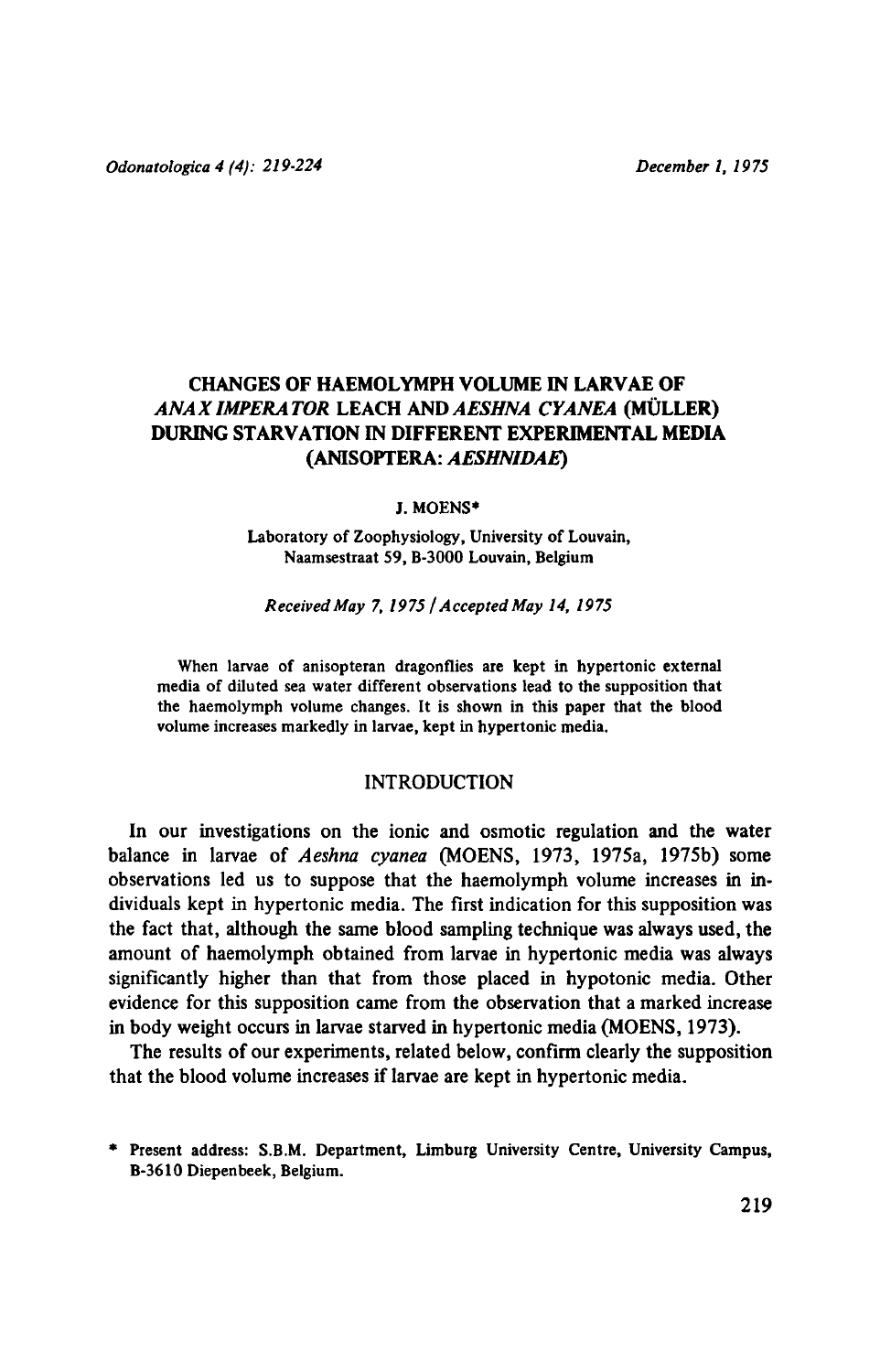# CHANGES OF HAEMOLYMPH VOLUME IN LARVAE OF *ANAX IMPERATOR* LEACH AND *AESHNA CYANEA* (MÜLLER) DURING STARVATION IN DIFFERENT EXPERIMENTAL MEDIA (ANISOPTERA: *AESHNIDAE*)

J. MOENS*

Laboratory of Zoophysiology, University of Louvain, Naamsestraat 59, B-3000 Louvain, Belgium

*Received May 7, 1975 / Accepted May 14, 1975*

When larvae of anisopteran dragonflies are kept in hypertonic external media of diluted sea water different observations lead to the supposition that the haemolymph volume changes. It is shown in this paper that the blood volume increases markedly in larvae, kept in hypertonic media.

## INTRODUCTION

In our investigations on the ionic and osmotic regulation and the water balance in larvae of *Aeshna cyanea* (MOENS, 1973, 1975a, 1975b) some observations led us to suppose that the haemolymph volume increases in individuals kept in hypertonic media. The first indication for this supposition was the fact that, although the same blood sampling technique was always used, the amount of haemolymph obtained from larvae in hypertonic media was always significantly higher than that from those placed in hypotonic media. Other evidence for this supposition came from the observation that a marked increase in body weight occurs in larvae starved in hypertonic media (MOENS, 1973).

The results of our experiments, related below, confirm clearly the supposition that the blood volume increases if larvae are kept in hypertonic media.

\* Present address: S.B.M. Department, Limburg University Centre, University Campus, B-3610 Diepenbeek, Belgium.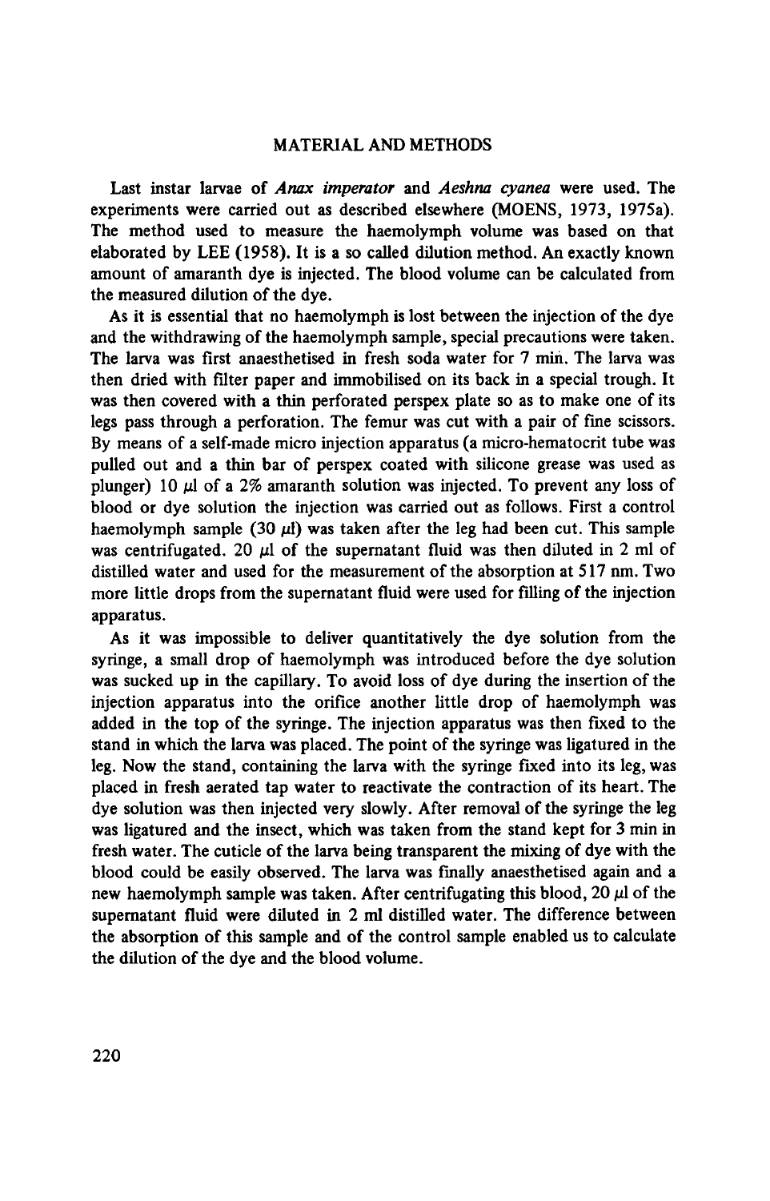## MATERIAL AND METHODS

Last instar larvae of *Anax imperator* and *Aeshna cyanea* were used. The experiments were carried out as described elsewhere (MOENS, 1973, 1975a). The method used to measure the haemolymph volume was based on that elaborated by LEE (1958). It is a so called dilution method. An exactly known amount of amaranth dye is injected. The blood volume can be calculated from the measured dilution of the dye.

As it is essential that no haemolymph is lost between the injection of the dye and the withdrawing of the haemolymph sample, special precautions were taken. The larva was first anaesthetised in fresh soda water for 7 min. The larva was then dried with filter paper and immobilised on its back in a special trough. It was then covered with a thin perforated perspex plate so as to make one of its legs pass through a perforation. The femur was cut with a pair of fine scissors. By means of a self-made micro injection apparatus (a micro-hematocrit tube was pulled out and a thin bar of perspex coated with silicone grease was used as plunger) 10 $\mu$l of a 2% amaranth solution was injected. To prevent any loss of blood or dye solution the injection was carried out as follows. First a control haemolymph sample (30 $\mu$l) was taken after the leg had been cut. This sample was centrifugated. 20 $\mu$l of the supernatant fluid was then diluted in 2 ml of distilled water and used for the measurement of the absorption at 517 nm. Two more little drops from the supernatant fluid were used for filling of the injection apparatus.

As it was impossible to deliver quantitatively the dye solution from the syringe, a small drop of haemolymph was introduced before the dye solution was sucked up in the capillary. To avoid loss of dye during the insertion of the injection apparatus into the orifice another little drop of haemolymph was added in the top of the syringe. The injection apparatus was then fixed to the stand in which the larva was placed. The point of the syringe was ligatured in the leg. Now the stand, containing the larva with the syringe fixed into its leg, was placed in fresh aerated tap water to reactivate the contraction of its heart. The dye solution was then injected very slowly. After removal of the syringe the leg was ligatured and the insect, which was taken from the stand kept for 3 min in fresh water. The cuticle of the larva being transparent the mixing of dye with the blood could be easily observed. The larva was finally anaesthetised again and a new haemolymph sample was taken. After centrifugating this blood, 20 $\mu$l of the supernatant fluid were diluted in 2 ml distilled water. The difference between the absorption of this sample and of the control sample enabled us to calculate the dilution of the dye and the blood volume.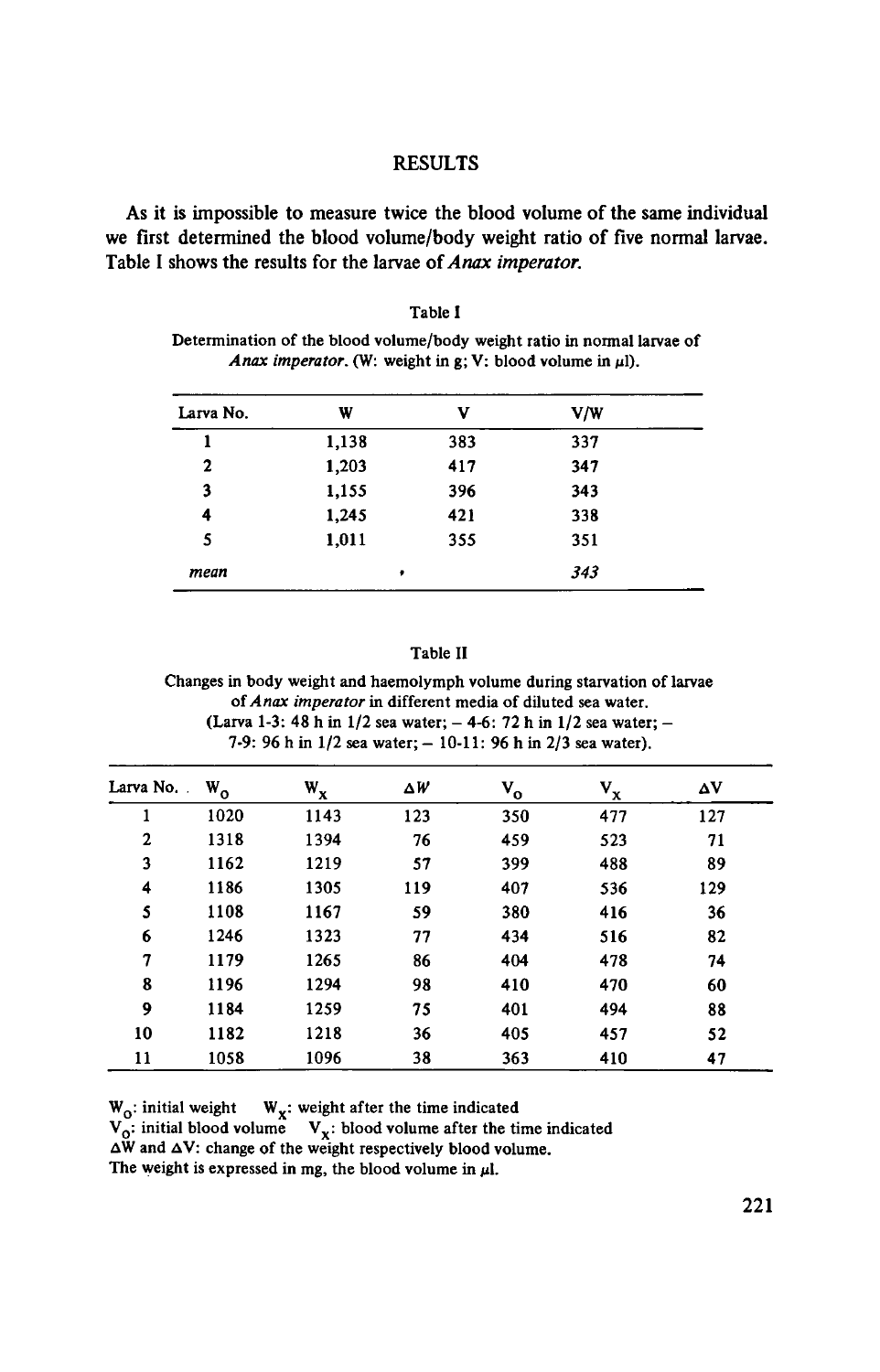## RESULTS

As it is impossible to measure twice the blood volume of the same individual we first determined the blood volume/body weight ratio of five normal larvae. Table I shows the results for the larvae of *Anax imperator.*

Table I

Determination of the blood volume/body weight ratio in normal larvae of *Anax imperator*. (W: weight in g; V: blood volume in μl).

| Larva No. | W | V | V/W |
|---|---|---|---|
| 1 | 1,138 | 383 | 337 |
| 2 | 1,203 | 417 | 347 |
| 3 | 1,155 | 396 | 343 |
| 4 | 1,245 | 421 | 338 |
| 5 | 1,011 | 355 | 351 |
| *mean* | | | *343* |

Table II

Changes in body weight and haemolymph volume during starvation of larvae of *Anax imperator* in different media of diluted sea water. (Larva 1-3: 48 h in 1/2 sea water; – 4-6: 72 h in 1/2 sea water; – 7-9: 96 h in 1/2 sea water; – 10-11: 96 h in 2/3 sea water).

| Larva No. | $W_o$ | $W_x$ | $\Delta W$ | $V_o$ | $V_x$ | $\Delta V$ |
|---|---|---|---|---|---|---|
| 1 | 1020 | 1143 | 123 | 350 | 477 | 127 |
| 2 | 1318 | 1394 | 76 | 459 | 523 | 71 |
| 3 | 1162 | 1219 | 57 | 399 | 488 | 89 |
| 4 | 1186 | 1305 | 119 | 407 | 536 | 129 |
| 5 | 1108 | 1167 | 59 | 380 | 416 | 36 |
| 6 | 1246 | 1323 | 77 | 434 | 516 | 82 |
| 7 | 1179 | 1265 | 86 | 404 | 478 | 74 |
| 8 | 1196 | 1294 | 98 | 410 | 470 | 60 |
| 9 | 1184 | 1259 | 75 | 401 | 494 | 88 |
| 10 | 1182 | 1218 | 36 | 405 | 457 | 52 |
| 11 | 1058 | 1096 | 38 | 363 | 410 | 47 |

$W_o$: initial weight  $W_x$: weight after the time indicated
$V_o$: initial blood volume  $V_x$: blood volume after the time indicated
$\Delta W$ and $\Delta V$: change of the weight respectively blood volume.
The weight is expressed in mg, the blood volume in μl.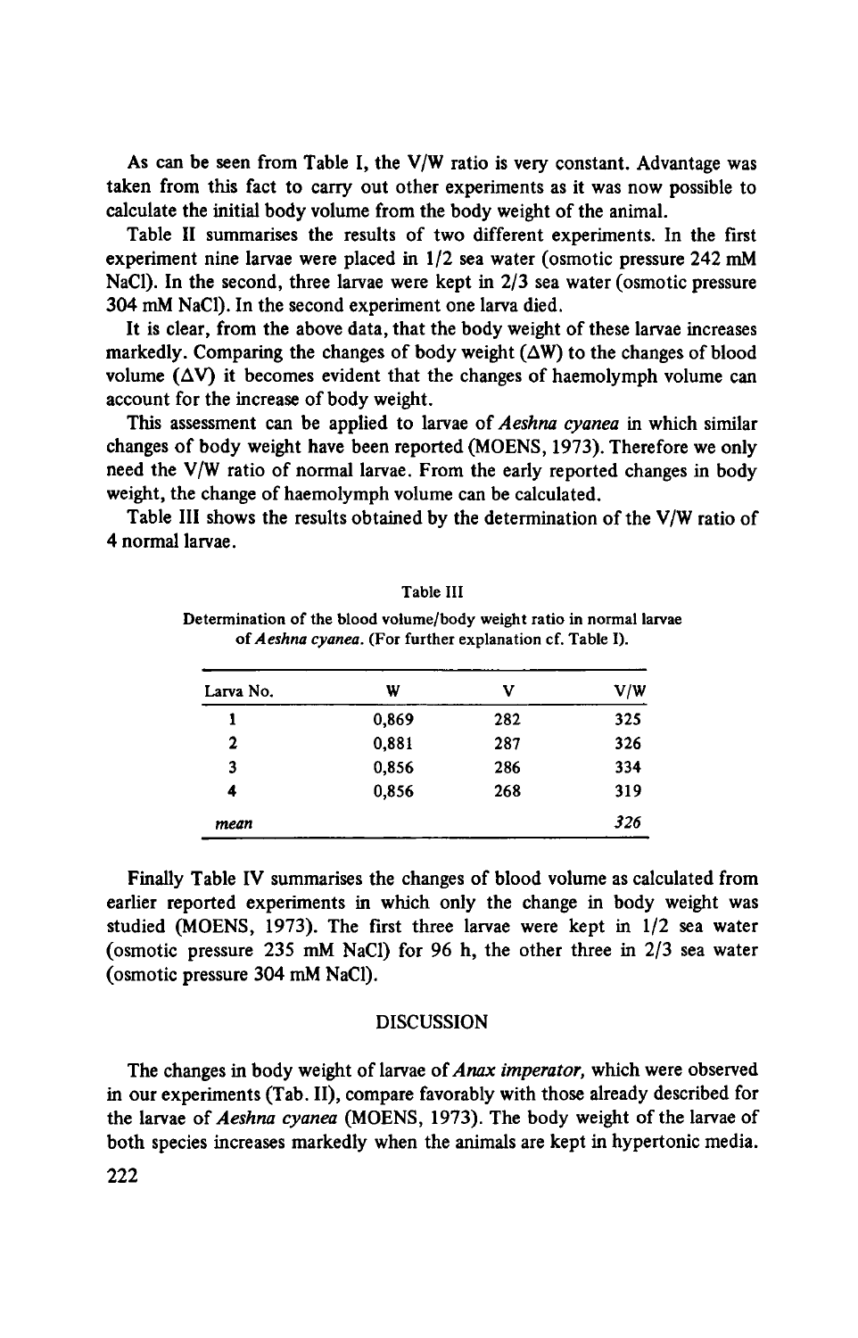As can be seen from Table I, the V/W ratio is very constant. Advantage was taken from this fact to carry out other experiments as it was now possible to calculate the initial body volume from the body weight of the animal.

Table II summarises the results of two different experiments. In the first experiment nine larvae were placed in 1/2 sea water (osmotic pressure 242 mM NaCl). In the second, three larvae were kept in 2/3 sea water (osmotic pressure 304 mM NaCl). In the second experiment one larva died.

It is clear, from the above data, that the body weight of these larvae increases markedly. Comparing the changes of body weight ($\Delta W$) to the changes of blood volume ($\Delta V$) it becomes evident that the changes of haemolymph volume can account for the increase of body weight.

This assessment can be applied to larvae of *Aeshna cyanea* in which similar changes of body weight have been reported (MOENS, 1973). Therefore we only need the V/W ratio of normal larvae. From the early reported changes in body weight, the change of haemolymph volume can be calculated.

Table III shows the results obtained by the determination of the V/W ratio of 4 normal larvae.

Table III

Determination of the blood volume/body weight ratio in normal larvae of *Aeshna cyanea*. (For further explanation cf. Table I).

| Larva No. | W | V | V/W |
|---|---|---|---|
| 1 | 0,869 | 282 | 325 |
| 2 | 0,881 | 287 | 326 |
| 3 | 0,856 | 286 | 334 |
| 4 | 0,856 | 268 | 319 |
| *mean* | | | *326* |

Finally Table IV summarises the changes of blood volume as calculated from earlier reported experiments in which only the change in body weight was studied (MOENS, 1973). The first three larvae were kept in 1/2 sea water (osmotic pressure 235 mM NaCl) for 96 h, the other three in 2/3 sea water (osmotic pressure 304 mM NaCl).

## DISCUSSION

The changes in body weight of larvae of *Anax imperator*, which were observed in our experiments (Tab. II), compare favorably with those already described for the larvae of *Aeshna cyanea* (MOENS, 1973). The body weight of the larvae of both species increases markedly when the animals are kept in hypertonic media.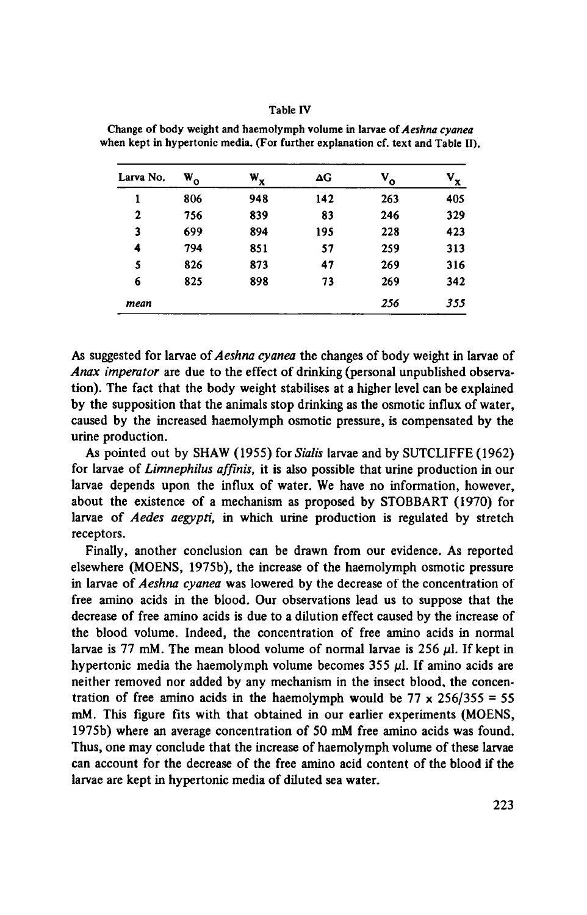Table IV

Change of body weight and haemolymph volume in larvae of *Aeshna cyanea* when kept in hypertonic media. (For further explanation cf. text and Table II).

| Larva No. | $W_o$ | $W_x$ | $\Delta G$ | $V_o$ | $V_x$ |
|---|---|---|---|---|---|
| 1 | 806 | 948 | 142 | 263 | 405 |
| 2 | 756 | 839 | 83 | 246 | 329 |
| 3 | 699 | 894 | 195 | 228 | 423 |
| 4 | 794 | 851 | 57 | 259 | 313 |
| 5 | 826 | 873 | 47 | 269 | 316 |
| 6 | 825 | 898 | 73 | 269 | 342 |
| *mean* | | | | *256* | *355* |

As suggested for larvae of *Aeshna cyanea* the changes of body weight in larvae of *Anax imperator* are due to the effect of drinking (personal unpublished observation). The fact that the body weight stabilises at a higher level can be explained by the supposition that the animals stop drinking as the osmotic influx of water, caused by the increased haemolymph osmotic pressure, is compensated by the urine production.

As pointed out by SHAW (1955) for *Sialis* larvae and by SUTCLIFFE (1962) for larvae of *Limnephilus affinis*, it is also possible that urine production in our larvae depends upon the influx of water. We have no information, however, about the existence of a mechanism as proposed by STOBBART (1970) for larvae of *Aedes aegypti*, in which urine production is regulated by stretch receptors.

Finally, another conclusion can be drawn from our evidence. As reported elsewhere (MOENS, 1975b), the increase of the haemolymph osmotic pressure in larvae of *Aeshna cyanea* was lowered by the decrease of the concentration of free amino acids in the blood. Our observations lead us to suppose that the decrease of free amino acids is due to a dilution effect caused by the increase of the blood volume. Indeed, the concentration of free amino acids in normal larvae is 77 mM. The mean blood volume of normal larvae is 256 $\mu$l. If kept in hypertonic media the haemolymph volume becomes 355 $\mu$l. If amino acids are neither removed nor added by any mechanism in the insect blood, the concentration of free amino acids in the haemolymph would be $77 \times 256/355 = 55$ mM. This figure fits with that obtained in our earlier experiments (MOENS, 1975b) where an average concentration of 50 mM free amino acids was found. Thus, one may conclude that the increase of haemolymph volume of these larvae can account for the decrease of the free amino acid content of the blood if the larvae are kept in hypertonic media of diluted sea water.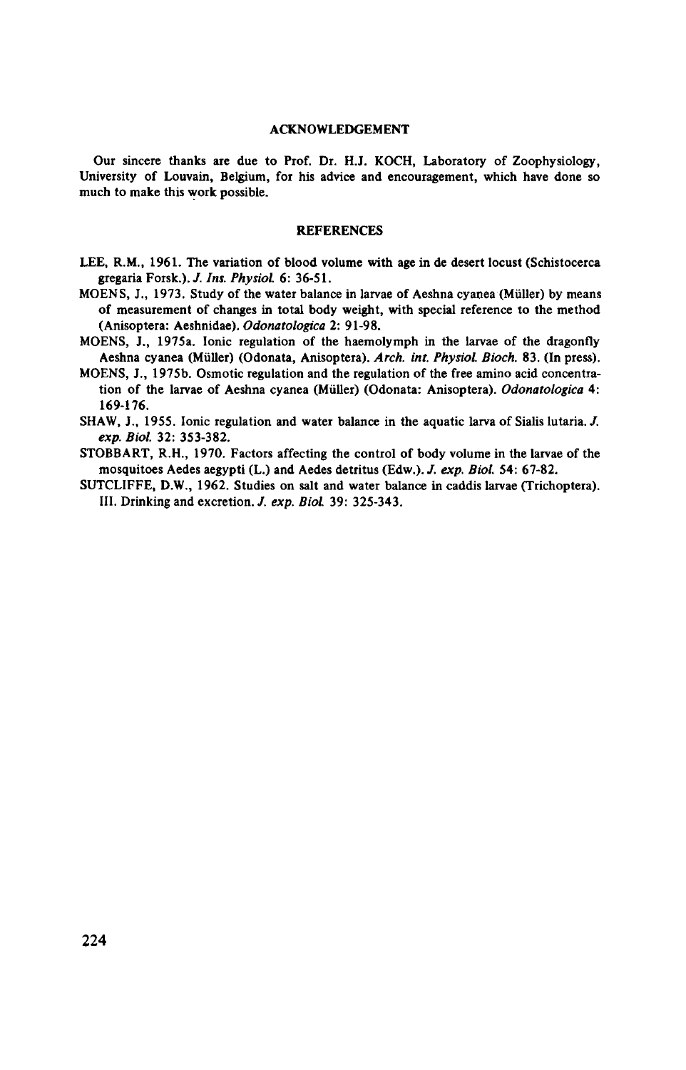## ACKNOWLEDGEMENT

Our sincere thanks are due to Prof. Dr. H.J. KOCH, Laboratory of Zoophysiology, University of Louvain, Belgium, for his advice and encouragement, which have done so much to make this work possible.

## REFERENCES

LEE, R.M., 1961. The variation of blood volume with age in de desert locust (Schistocerca gregaria Forsk.). *J. Ins. Physiol.* 6: 36-51.

MOENS, J., 1973. Study of the water balance in larvae of Aeshna cyanea (Müller) by means of measurement of changes in total body weight, with special reference to the method (Anisoptera: Aeshnidae). *Odonatologica* 2: 91-98.

MOENS, J., 1975a. Ionic regulation of the haemolymph in the larvae of the dragonfly Aeshna cyanea (Müller) (Odonata, Anisoptera). *Arch. int. Physiol. Bioch.* 83. (In press).

MOENS, J., 1975b. Osmotic regulation and the regulation of the free amino acid concentration of the larvae of Aeshna cyanea (Müller) (Odonata: Anisoptera). *Odonatologica* 4: 169-176.

SHAW, J., 1955. Ionic regulation and water balance in the aquatic larva of Sialis lutaria. *J. exp. Biol.* 32: 353-382.

STOBBART, R.H., 1970. Factors affecting the control of body volume in the larvae of the mosquitoes Aedes aegypti (L.) and Aedes detritus (Edw.). *J. exp. Biol.* 54: 67-82.

SUTCLIFFE, D.W., 1962. Studies on salt and water balance in caddis larvae (Trichoptera). III. Drinking and excretion. *J. exp. Biol.* 39: 325-343.